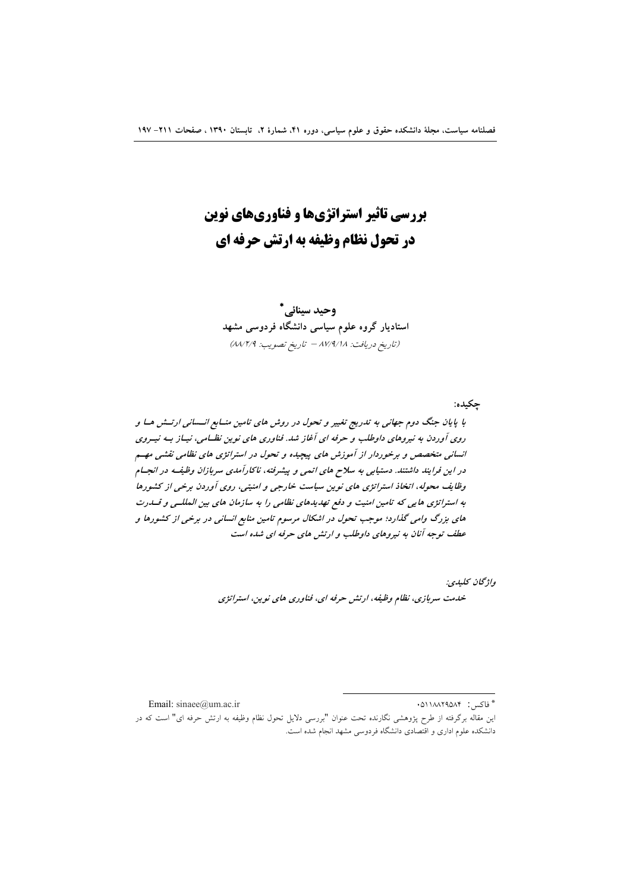# بررسی تاثیر استراتژی‌ها و فناوری‌های نوین در تحول نظام وظیفه به ارتش حرفه ای

**وحید سینائی***

**استادیار گروه علوم سیاسی دانشگاه فردوسی مشهد**

*(تاریخ دریافت: ۸۷/۹/۱۸ – تاریخ تصویب: ۸۸/۲/۹)*

**چکیده:**

***با پایان جنگ دوم جهانی به تدریج تغییر و تحول در روش های تامین منابع انسانی ارتش ها و روی آوردن به نیروهای داوطلب و حرفه ای آغاز شد. فناوری های نوین نظامی، نیاز به نیروی انسانی متخصص و برخوردار از آموزش های پیچیده و تحول در استراتژی های نظامی نقشی مهم در این فرایند داشتند. دستیابی به سلاح های اتمی و پیشرفته، ناکارآمدی سربازان وظیفه در انجام وظایف محوله، اتخاذ استراتژی های نوین سیاست خارجی و امنیتی، روی آوردن برخی از کشورها به استراتژی هایی که تامین امنیت و دفع تهدیدهای نظامی را به سازمان های بین المللی و قدرت های بزرگ وامی گذارد؛ موجب تحول در اشکال مرسوم تامین منابع انسانی در برخی از کشورها و عطف توجه آنان به نیروهای داوطلب و ارتش های حرفه ای شده است***

*واژگان کلیدی:*

***خدمت سربازی، نظام وظیفه، ارتش حرفه ای، فناوری های نوین، استراتژی***

---

* فاکس: ۰۵۱۱۸۸۲۹۵۸۴ Email: sinaee@um.ac.ir

این مقاله برگرفته از طرح پژوهشی نگارنده تحت عنوان "بررسی دلایل تحول نظام وظیفه به ارتش حرفه ای" است که در دانشکده علوم اداری و اقتصادی دانشگاه فردوسی مشهد انجام شده است.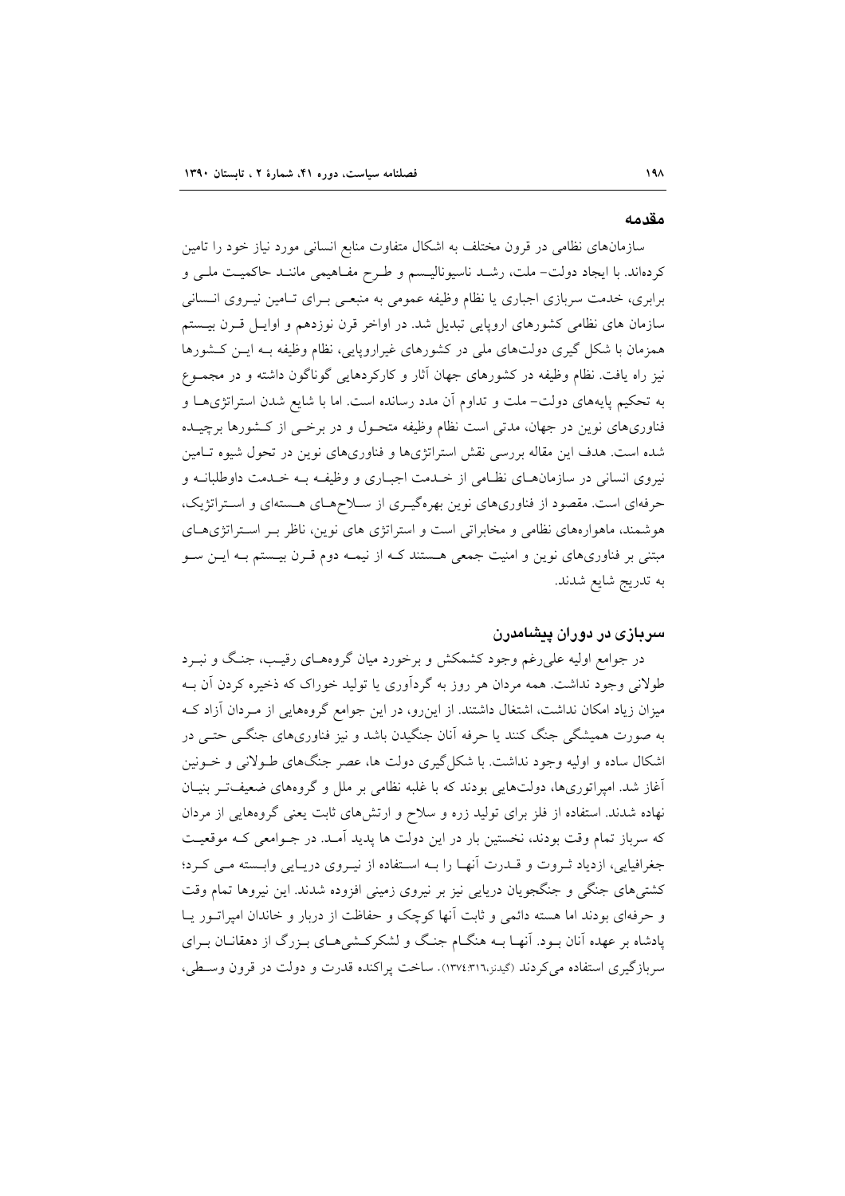## مقدمه

سازمان‌های نظامی در قرون مختلف به اشکال متفاوت منابع انسانی مورد نیاز خود را تامین کرده‌اند. با ایجاد دولت– ملت، رشـد ناسیونالیسـم و طـرح مفـاهیمی ماننـد حاکمیـت ملـی و برابری، خدمت سربازی اجباری یا نظام وظیفه عمومی به منبعـی بـرای تـامین نیـروی انـسانی سازمان های نظامی کشورهای اروپایی تبدیل شد. در اواخر قرن نوزدهم و اوایـل قـرن بیـستم همزمان با شکل گیری دولت‌های ملی در کشورهای غیراروپایی، نظام وظیفه بـه ایـن کـشورها نیز راه یافت. نظام وظیفه در کشورهای جهان آثار و کارکردهایی گوناگون داشته و در مجمـوع به تحکیم پایه‌های دولت– ملت و تداوم آن مدد رسانده است. اما با شایع شدن استراتژی‌هـا و فناوری‌های نوین در جهان، مدتی است نظام وظیفه متحـول و در برخـی از کـشورها برچیـده شده است. هدف این مقاله بررسی نقش استراتژی‌ها و فناوری‌های نوین در تحول شیوه تـامین نیروی انسانی در سازمان‌هـای نظـامی از خـدمت اجبـاری و وظیفـه بـه خـدمت داوطلبانـه و حرفه‌ای است. مقصود از فناوری‌های نوین بهره‌گیـری از سـلاح‌هـای هـسته‌ای و اسـتراتژیک، هوشمند، ماهواره‌های نظامی و مخابراتی است و استراتژی های نوین، ناظر بـر اسـتراتژی‌هـای مبتنی بر فناوری‌های نوین و امنیت جمعی هـستند کـه از نیمـه دوم قـرن بیـستم بـه ایـن سـو به تدریج شایع شدند.

## سربازی در دوران پیشامدرن

در جوامع اولیه علی‌رغم وجود کشمکش و برخورد میان گروه‌هـای رقیـب، جنـگ و نبـرد طولانی وجود نداشت. همه مردان هر روز به گردآوری یا تولید خوراک که ذخیره کردن آن بـه میزان زیاد امکان نداشت، اشتغال داشتند. از این‌رو، در این جوامع گروه‌هایی از مـردان آزاد کـه به صورت همیشگی جنگ کنند یا حرفه آنان جنگیدن باشد و نیز فناوری‌های جنگـی حتـی در اشکال ساده و اولیه وجود نداشت. با شکل‌گیری دولت ها، عصر جنگ‌های طـولانی و خـونین آغاز شد. امپراتوری‌ها، دولت‌هایی بودند که با غلبه نظامی بر ملل و گروه‌های ضعیف‌تـر بنیـان نهاده شدند. استفاده از فلز برای تولید زره و سلاح و ارتش‌های ثابت یعنی گروه‌هایی از مردان که سرباز تمام وقت بودند، نخستین بار در این دولت ها پدید آمـد. در جـوامعی کـه موقعیـت جغرافیایی، ازدیاد ثـروت و قـدرت آنهـا را بـه اسـتفاده از نیـروی دریـایی وابـسته مـی کـرد؛ کشتی‌های جنگی و جنگجویان دریایی نیز بر نیروی زمینی افزوده شدند. این نیروها تمام وقت و حرفه‌ای بودند اما هسته دائمی و ثابت آنها کوچک و حفاظت از دربار و خاندان امپراتـور یـا پادشاه بر عهده آنان بـود. آنهـا بـه هنگـام جنگ و لشکرکـشی‌هـای بـزرگ از دهقانـان بـرای سربازگیری استفاده می‌کردند (گیدنز،۱۳۷٤:۳۱٦). ساخت پراکنده قدرت و دولت در قرون وسـطی،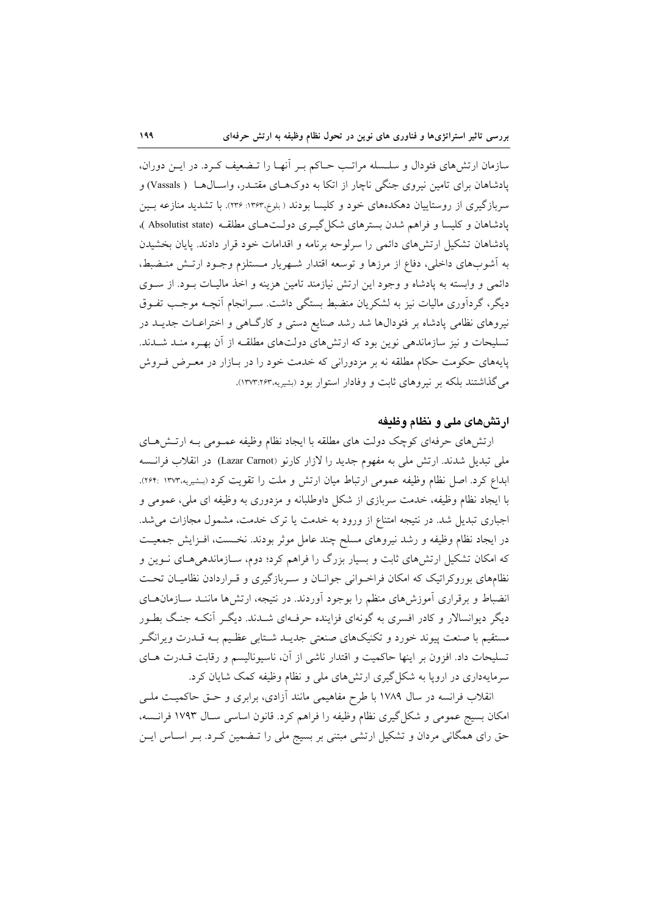سازمان ارتش‌های فئودال و سلسله مراتب حاکم بر آنها را تضعیف کرد. در این دوران، پادشاهان برای تامین نیروی جنگی ناچار از اتکا به دوک‌های مقتدر، واسال‌ها ( Vassals) و سربازگیری از روستاییان دهکده‌های خود و کلیسا بودند ( بلوخ،۱۳۶۳: ۲۳۶). با تشدید منازعه بین پادشاهان و کلیسا و فراهم شدن بسترهای شکل‌گیری دولت‌های مطلقه (Absolutist state )، پادشاهان تشکیل ارتش‌های دائمی را سرلوحه برنامه و اقدامات خود قرار دادند. پایان بخشیدن به آشوب‌های داخلی، دفاع از مرزها و توسعه اقتدار شهریار مستلزم وجود ارتش منضبط، دائمی و وابسته به پادشاه و وجود این ارتش نیازمند تامین هزینه و اخذ مالیات بود. از سوی دیگر، گردآوری مالیات نیز به لشکریان منضبط بستگی داشت. سرانجام آنچه موجب تفوق نیروهای نظامی پادشاه بر فئودال‌ها شد رشد صنایع دستی و کارگاهی و اختراعات جدید در تسلیحات و نیز سازماندهی نوین بود که ارتش‌های دولت‌های مطلقه از آن بهره مند شدند. پایه‌های حکومت حکام مطلقه نه بر مزدورانی که خدمت خود را در بازار در معرض فروش می‌گذاشتند بلکه بر نیروهای ثابت و وفادار استوار بود (بشیریه،۱۳۷۳:۲۶۳).

## ارتش‌های ملی و نظام وظیفه

ارتش‌های حرفه‌ای کوچک دولت های مطلقه با ایجاد نظام وظیفه عمومی به ارتش‌های ملی تبدیل شدند. ارتش ملی به مفهوم جدید را لازار کارنو (Lazar Carnot) در انقلاب فرانسه ابداع کرد. اصل نظام وظیفه عمومی ارتباط میان ارتش و ملت را تقویت کرد (بشیریه،۱۳۷۳ :۲۶۴). با ایجاد نظام وظیفه، خدمت سربازی از شکل داوطلبانه و مزدوری به وظیفه ای ملی، عمومی و اجباری تبدیل شد. در نتیجه امتناع از ورود به خدمت یا ترک خدمت، مشمول مجازات می‌شد. در ایجاد نظام وظیفه و رشد نیروهای مسلح چند عامل موثر بودند. نخست، افزایش جمعیت که امکان تشکیل ارتش‌های ثابت و بسیار بزرگ را فراهم کرد؛ دوم، سازماندهی‌های نوین و نظام‌های بوروکراتیک که امکان فراخوانی جوانان و سربازگیری و قراردادن نظامیان تحت انضباط و برقراری آموزش‌های منظم را بوجود آوردند. در نتیجه، ارتش‌ها مانند سازمان‌های دیگر دیوانسالار و کادر افسری به گونه‌ای فزاینده حرفه‌ای شدند. دیگر آنکه جنگ بطور مستقیم با صنعت پیوند خورد و تکنیک‌های صنعتی جدید شتابی عظیم به قدرت ویرانگر تسلیحات داد. افزون بر اینها حاکمیت و اقتدار ناشی از آن، ناسیونالیسم و رقابت قدرت های سرمایه‌داری در اروپا به شکل‌گیری ارتش‌های ملی و نظام وظیفه کمک شایان کرد.

انقلاب فرانسه در سال ۱۷۸۹ با طرح مفاهیمی مانند آزادی، برابری و حق حاکمیت ملی امکان بسیج عمومی و شکل‌گیری نظام وظیفه را فراهم کرد. قانون اساسی سال ۱۷۹۳ فرانسه، حق رای همگانی مردان و تشکیل ارتشی مبتنی بر بسیج ملی را تضمین کرد. بر اساس این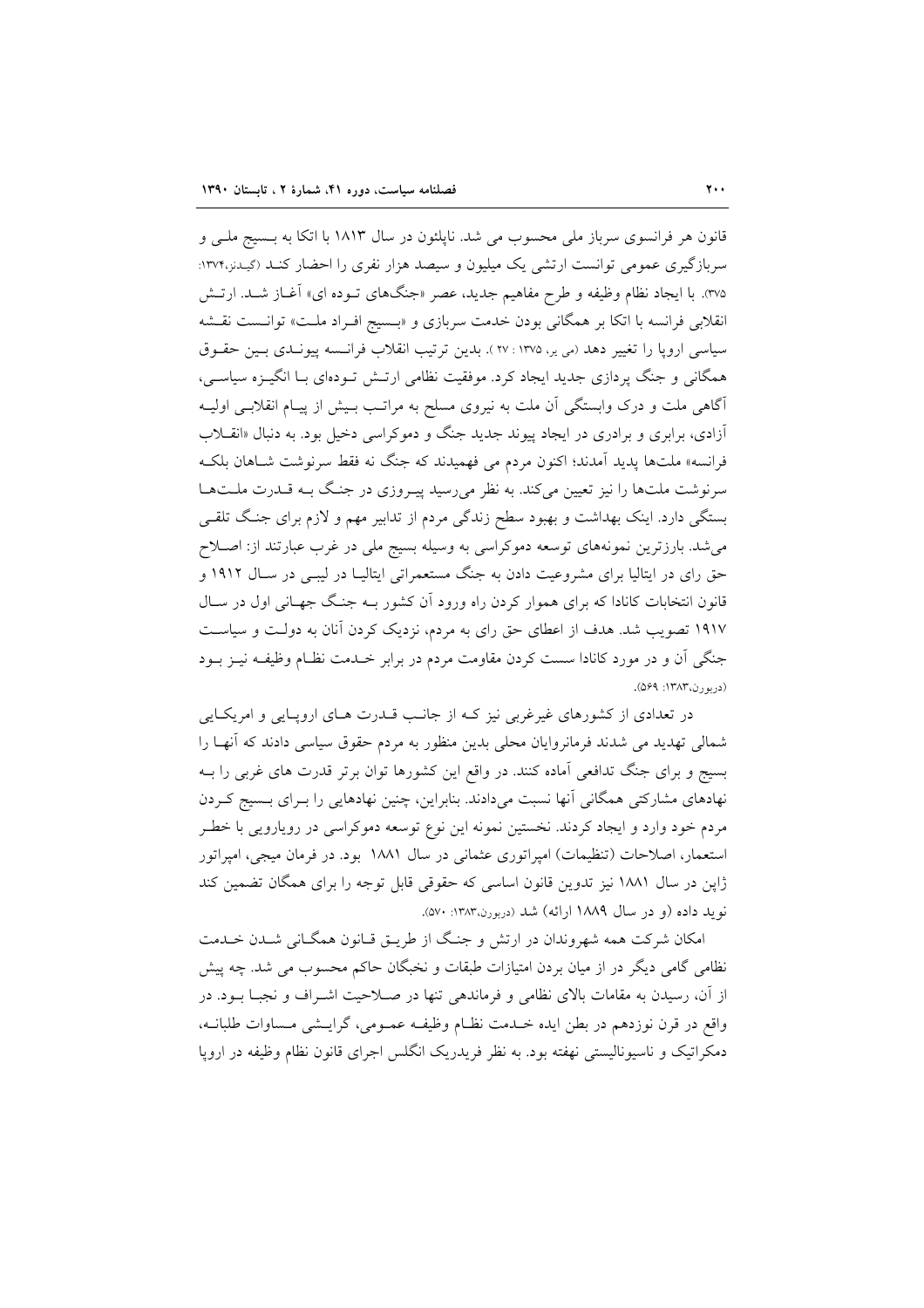قانون هر فرانسوی سرباز ملی محسوب می شد. ناپلئون در سال ۱۸۱۳ با اتکا به بسیج ملـی و سربازگیری عمومی توانست ارتشی یک میلیون و سیصد هزار نفری را احضار کنـد (گیدنز،۱۳۷۴: ۳۷۵). با ایجاد نظام وظیفه و طرح مفاهیم جدید، عصر «جنگ‌های تـوده ای» آغـاز شـد. ارتـش انقلابی فرانسه با اتکا بر همگانی بودن خدمت سربازی و «بـسیج افـراد ملـت» توانـست نقـشه سیاسی اروپا را تغییر دهد (می یر، ۱۳۷۵ : ۲۷ ). بدین ترتیب انقلاب فرانـسه پیونـدی بـین حقـوق همگانی و جنگ پردازی جدید ایجاد کرد. موفقیت نظامی ارتـش تـوده‌ای بـا انگیـزه سیاسـی، آگاهی ملت و درک وابستگی آن ملت به نیروی مسلح به مراتـب بـیش از پیـام انقلابـی اولیـه آزادی، برابری و برادری در ایجاد پیوند جدید جنگ و دموکراسی دخیل بود. به دنبال «انقـلاب فرانسه» ملت‌ها پدید آمدند؛ اکنون مردم می فهمیدند که جنگ نه فقط سرنوشت شـاهان بلکـه سرنوشت ملت‌ها را نیز تعیین می‌کند. به نظر می‌رسید پیـروزی در جنـگ بـه قـدرت ملـت‌هـا بستگی دارد. اینک بهداشت و بهبود سطح زندگی مردم از تدابیر مهم و لازم برای جنـگ تلقـی می‌شد. بارزترین نمونه‌های توسعه دموکراسی به وسیله بسیج ملی در غرب عبارتند از: اصـلاح حق رای در ایتالیا برای مشروعیت دادن به جنگ مستعمراتی ایتالیـا در لیبـی در سـال ۱۹۱۲ و قانون انتخابات کانادا که برای هموار کردن راه ورود آن کشور بـه جنـگ جهـانی اول در سـال ۱۹۱۷ تصویب شد. هدف از اعطای حق رای به مردم، نزدیک کردن آنان به دولـت و سیاسـت جنگی آن و در مورد کانادا سست کردن مقاومت مردم در برابر خـدمت نظـام وظیفـه نیـز بـود (دربورن،۱۳۸۳: ۵۶۹).

در تعدادی از کشورهای غیرغربی نیز کـه از جانـب قـدرت هـای اروپـایی و امریکـایی شمالی تهدید می شدند فرمانروایان محلی بدین منظور به مردم حقوق سیاسی دادند که آنهـا را بسیج و برای جنگ تدافعی آماده کنند. در واقع این کشورها توان برتر قدرت های غربی را بـه نهادهای مشارکتی همگانی آنها نسبت می‌دادند. بنابراین، چنین نهادهایی را بـرای بـسیج کـردن مردم خود وارد و ایجاد کردند. نخستین نمونه این نوع توسعه دموکراسی در رویارویی با خطـر استعمار، اصلاحات (تنظیمات) امپراتوری عثمانی در سال ۱۸۸۱ بود. در فرمان میجی، امپراتور ژاپن در سال ۱۸۸۱ نیز تدوین قانون اساسی که حقوقی قابل توجه را برای همگان تضمین کند نوید داده (و در سال ۱۸۸۹ ارائه) شد (دربورن،۱۳۸۳: ۵۷۰).

امکان شرکت همه شهروندان در ارتش و جنگ از طریـق قـانون همگـانی شـدن خـدمت نظامی گامی دیگر در از میان بردن امتیازات طبقات و نخبگان حاکم محسوب می شد. چه پیش از آن، رسیدن به مقامات بالای نظامی و فرماندهی تنها در صـلاحیت اشـراف و نجبـا بـود. در واقع در قرن نوزدهم در بطن ایده خـدمت نظـام وظیفـه عمـومی، گرایـشی مـساوات طلبانـه، دمکراتیک و ناسیونالیستی نهفته بود. به نظر فریدریک انگلس اجرای قانون نظام وظیفه در اروپا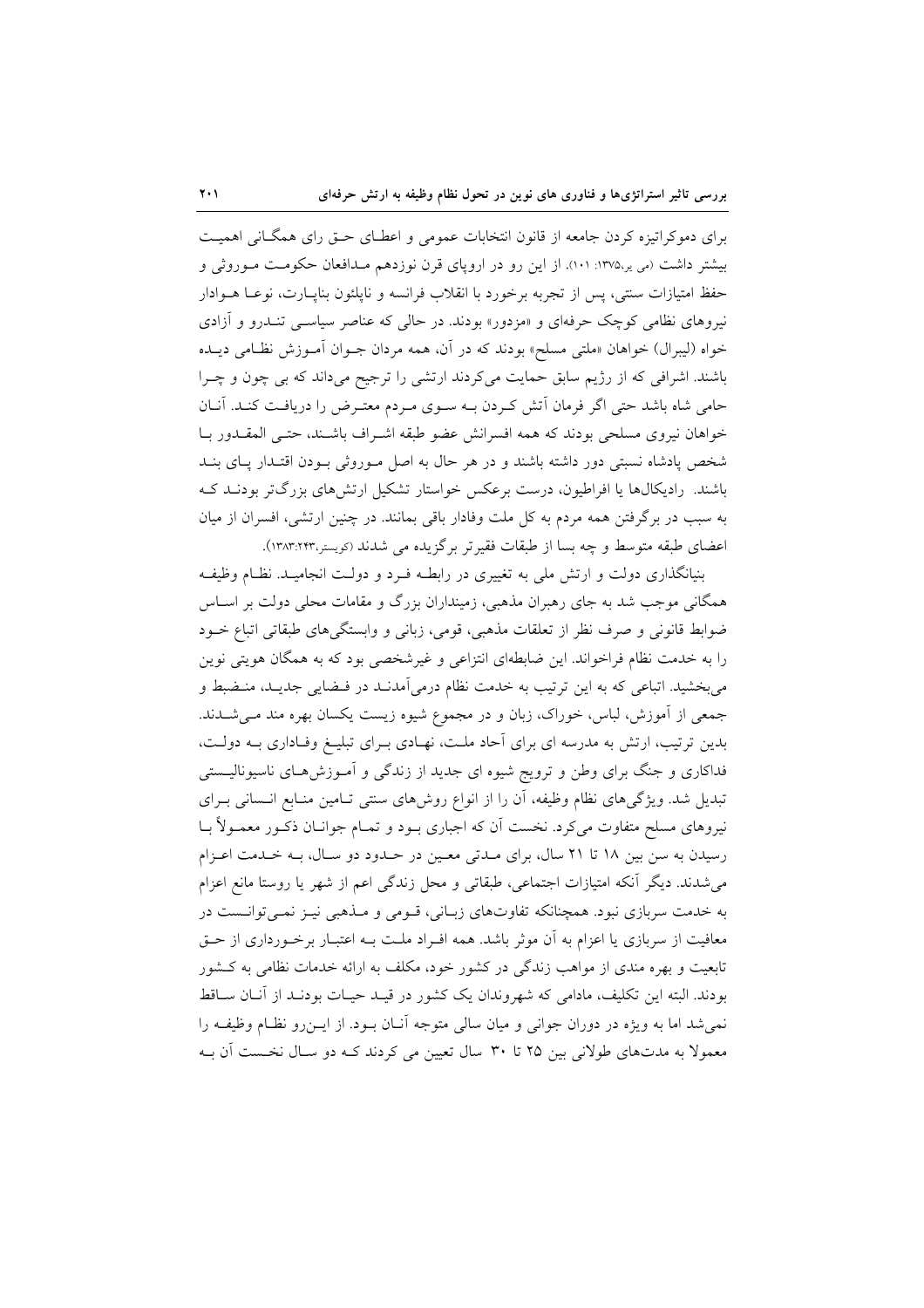برای دموکراتیزه کردن جامعه از قانون انتخابات عمومی و اعطای حق رای همگانی اهمیت بیشتر داشت (می یر،۱۳۷۵: ۱۰۱). از این رو در اروپای قرن نوزدهم مدافعان حکومت موروثی و حفظ امتیازات سنتی، پس از تجربه برخورد با انقلاب فرانسه و ناپلئون بناپارت، نوعا هوادار نیروهای نظامی کوچک حرفه‌ای و «مزدور» بودند. در حالی که عناصر سیاسی تندرو و آزادی خواه (لیبرال) خواهان «ملتی مسلح» بودند که در آن، همه مردان جوان آموزش نظامی دیده باشند. اشرافی که از رژیم سابق حمایت می‌کردند ارتشی را ترجیح می‌داند که بی چون و چرا حامی شاه باشد حتی اگر فرمان آتش کردن به سوی مردم معترض را دریافت کند. آنان خواهان نیروی مسلحی بودند که همه افسرانش عضو طبقه اشراف باشند، حتی المقدور با شخص پادشاه نسبتی دور داشته باشند و در هر حال به اصل موروثی بودن اقتدار پای بند باشند. رادیکال‌ها یا افراطیون، درست برعکس خواستار تشکیل ارتش‌های بزرگ‌تر بودند که به سبب در برگرفتن همه مردم به کل ملت وفادار باقی بمانند. در چنین ارتشی، افسران از میان اعضای طبقه متوسط و چه بسا از طبقات فقیرتر برگزیده می شدند (کویستر،۲۴۳:۱۳۸۳).

بنیانگذاری دولت و ارتش ملی به تغییری در رابطه فرد و دولت انجامید. نظام وظیفه همگانی موجب شد به جای رهبران مذهبی، زمینداران بزرگ و مقامات محلی دولت بر اساس ضوابط قانونی و صرف نظر از تعلقات مذهبی، قومی، زبانی و وابستگی‌های طبقاتی اتباع خود را به خدمت نظام فراخواند. این ضابطه‌ای انتزاعی و غیرشخصی بود که به همگان هویتی نوین می‌بخشید. اتباعی که به این ترتیب به خدمت نظام درمی‌آمدند در فضایی جدید، منضبط و جمعی از آموزش، لباس، خوراک، زبان و در مجموع شیوه زیست یکسان بهره مند می‌شدند. بدین ترتیب، ارتش به مدرسه ای برای آحاد ملت، نهادی برای تبلیغ وفاداری به دولت، فداکاری و جنگ برای وطن و ترویج شیوه ای جدید از زندگی و آموزش‌های ناسیونالیستی تبدیل شد. ویژگی‌های نظام وظیفه، آن را از انواع روش‌های سنتی تامین منابع انسانی برای نیروهای مسلح متفاوت می‌کرد. نخست آن که اجباری بود و تمام جوانان ذکور معمولاً با رسیدن به سن بین ۱۸ تا ۲۱ سال، برای مدتی معین در حدود دو سال، به خدمت اعزام می‌شدند. دیگر آنکه امتیازات اجتماعی، طبقاتی و محل زندگی اعم از شهر یا روستا مانع اعزام به خدمت سربازی نبود. همچنانکه تفاوت‌های زبانی، قومی و مذهبی نیز نمی‌توانست در معافیت از سربازی یا اعزام به آن موثر باشد. همه افراد ملت به اعتبار برخورداری از حق تابعیت و بهره مندی از مواهب زندگی در کشور خود، مکلف به ارائه خدمات نظامی به کشور بودند. البته این تکلیف، مادامی که شهروندان یک کشور در قید حیات بودند از آنان ساقط نمی‌شد اما به ویژه در دوران جوانی و میان سالی متوجه آنان بود. از این‌رو نظام وظیفه را معمولا به مدت‌های طولانی بین ۲۵ تا ۳۰ سال تعیین می کردند که دو سال نخست آن به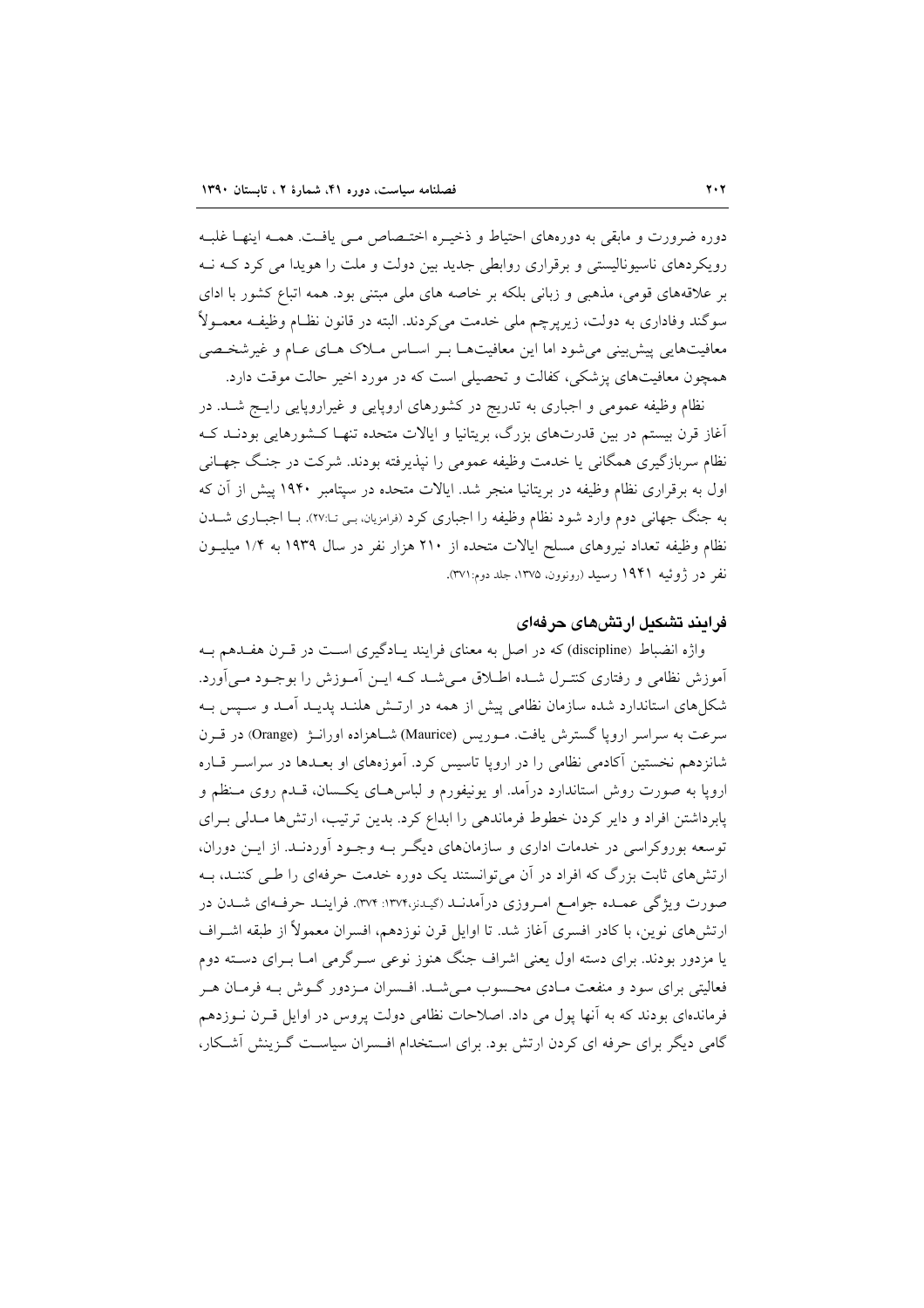دوره ضرورت و مابقی به دوره‌های احتیاط و ذخیره اختصاص می یافت. همه اینها غلبه رویکردهای ناسیونالیستی و برقراری روابطی جدید بین دولت و ملت را هویدا می کرد که نه بر علاقه‌های قومی، مذهبی و زبانی بلکه بر خاصه های ملی مبتنی بود. همه اتباع کشور با ادای سوگند وفاداری به دولت، زیرپرچم ملی خدمت می‌کردند. البته در قانون نظام وظیفه معمولاً معافیت‌هایی پیش‌بینی می‌شود اما این معافیت‌ها بر اساس ملاک های عام و غیرشخصی همچون معافیت‌های پزشکی، کفالت و تحصیلی است که در مورد اخیر حالت موقت دارد.

نظام وظیفه عمومی و اجباری به تدریج در کشورهای اروپایی و غیراروپایی رایج شد. در آغاز قرن بیستم در بین قدرت‌های بزرگ، بریتانیا و ایالات متحده تنها کشورهایی بودند که نظام سربازگیری همگانی یا خدمت وظیفه عمومی را نپذیرفته بودند. شرکت در جنگ جهانی اول به برقراری نظام وظیفه در بریتانیا منجر شد. ایالات متحده در سپتامبر ۱۹۴۰ پیش از آن که به جنگ جهانی دوم وارد شود نظام وظیفه را اجباری کرد (فرامزیان، بی تا:۲۷). با اجباری شدن نظام وظیفه تعداد نیروهای مسلح ایالات متحده از ۲۱۰ هزار نفر در سال ۱۹۳۹ به ۱/۴ میلیون نفر در ژوئیه ۱۹۴۱ رسید (رونوون، ۱۳۷۵، جلد دوم:۳۷۱).

### فرایند تشکیل ارتش‌های حرفه‌ای

واژه انضباط (discipline) که در اصل به معنای فرایند یادگیری است در قرن هفدهم به آموزش نظامی و رفتاری کنترل شده اطلاق می‌شد که این آموزش را بوجود می‌آورد. شکل‌های استاندارد شده سازمان نظامی پیش از همه در ارتش هلند پدید آمد و سپس به سرعت به سراسر اروپا گسترش یافت. موریس (Maurice) شاهزاده اورانژ (Orange) در قرن شانزدهم نخستین آکادمی نظامی را در اروپا تاسیس کرد. آموزه‌های او بعدها در سراسر قاره اروپا به صورت روش استاندارد درآمد. او یونیفورم و لباس‌های یکسان، قدم روی منظم و پابرداشتن افراد و دایر کردن خطوط فرماندهی را ابداع کرد. بدین ترتیب، ارتش‌ها مدلی برای توسعه بوروکراسی در خدمات اداری و سازمان‌های دیگر به وجود آوردند. از این دوران، ارتش‌های ثابت بزرگ که افراد در آن می‌توانستند یک دوره خدمت حرفه‌ای را طی کنند، به صورت ویژگی عمده جوامع امروزی درآمدند (گیدنز،۱۳۷۴: ۳۷۴). فرایند حرفه‌ای شدن در ارتش‌های نوین، با کادر افسری آغاز شد. تا اوایل قرن نوزدهم، افسران معمولاً از طبقه اشراف یا مزدور بودند. برای دسته اول یعنی اشراف جنگ هنوز نوعی سرگرمی اما برای دسته دوم فعالیتی برای سود و منفعت مادی محسوب می‌شد. افسران مزدور گوش به فرمان هر فرمانده‌ای بودند که به آنها پول می داد. اصلاحات نظامی دولت پروس در اوایل قرن نوزدهم گامی دیگر برای حرفه ای کردن ارتش بود. برای استخدام افسران سیاست گزینش آشکار،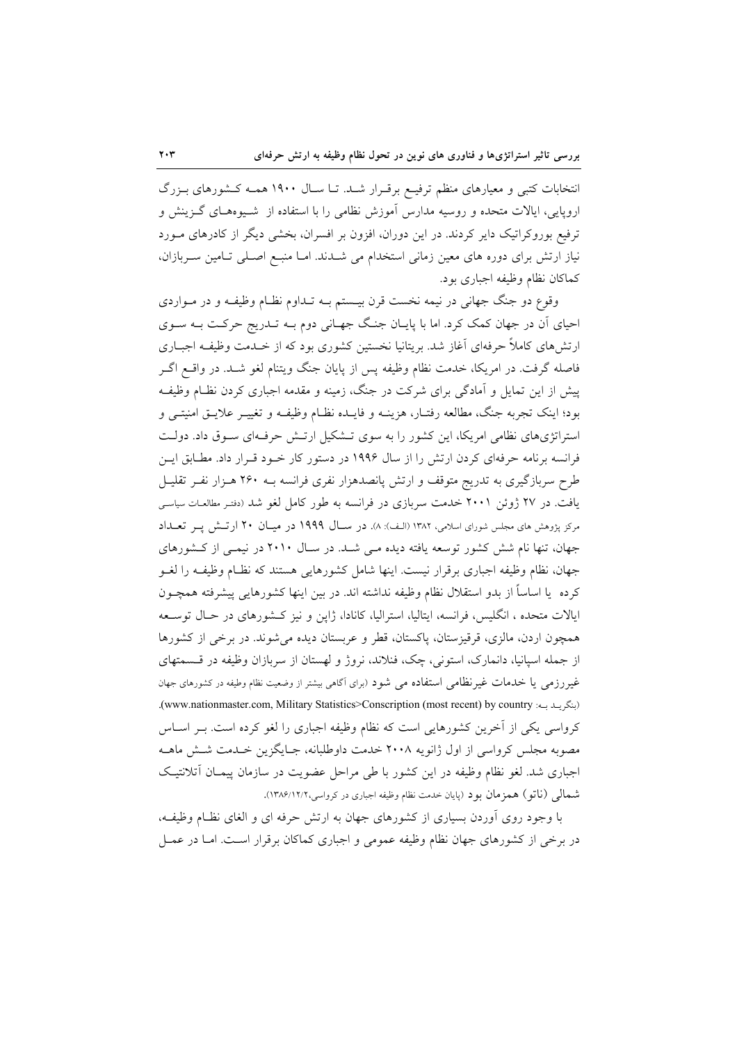انتخابات کتبی و معیارهای منظم ترفیع برقرار شد. تا سال ۱۹۰۰ همه کشورهای بزرگ اروپایی، ایالات متحده و روسیه مدارس آموزش نظامی را با استفاده از شیوه‌های گزینش و ترفیع بوروکراتیک دایر کردند. در این دوران، افزون بر افسران، بخشی دیگر از کادرهای مورد نیاز ارتش برای دوره های معین زمانی استخدام می شدند. اما منبع اصلی تامین سربازان، کماکان نظام وظیفه اجباری بود.

وقوع دو جنگ جهانی در نیمه نخست قرن بیستم به تداوم نظام وظیفه و در مواردی احیای آن در جهان کمک کرد. اما با پایان جنگ جهانی دوم به تدریج حرکت به سوی ارتش‌های کاملاً حرفه‌ای آغاز شد. بریتانیا نخستین کشوری بود که از خدمت وظیفه اجباری فاصله گرفت. در امریکا، خدمت نظام وظیفه پس از پایان جنگ ویتنام لغو شد. در واقع اگر پیش از این تمایل و آمادگی برای شرکت در جنگ، زمینه و مقدمه اجباری کردن نظام وظیفه بود؛ اینک تجربه جنگ، مطالعه رفتار، هزینه و فایده نظام وظیفه و تغییر علایق امنیتی و استراتژی‌های نظامی امریکا، این کشور را به سوی تشکیل ارتش حرفه‌ای سوق داد. دولت فرانسه برنامه حرفه‌ای کردن ارتش را از سال ۱۹۹۶ در دستور کار خود قرار داد. مطابق این طرح سربازگیری به تدریج متوقف و ارتش پانصدهزار نفری فرانسه به ۲۶۰ هزار نفر تقلیل یافت. در ۲۷ ژوئن ۲۰۰۱ خدمت سربازی در فرانسه به طور کامل لغو شد (دفتر مطالعات سیاسی مرکز پژوهش های مجلس شورای اسلامی، ۱۳۸۲ (الف): ۸). در سال ۱۹۹۹ در میان ۲۰ ارتش پر تعداد جهان، تنها نام شش کشور توسعه یافته دیده می شد. در سال ۲۰۱۰ در نیمی از کشورهای جهان، نظام وظیفه اجباری برقرار نیست. اینها شامل کشورهایی هستند که نظام وظیفه را لغو کرده یا اساساً از بدو استقلال نظام وظیفه نداشته اند. در بین اینها کشورهایی پیشرفته همچون ایالات متحده ، انگلیس، فرانسه، ایتالیا، استرالیا، کانادا، ژاپن و نیز کشورهای در حال توسعه همچون اردن، مالزی، قرقیزستان، پاکستان، قطر و عربستان دیده می‌شوند. در برخی از کشورها از جمله اسپانیا، دانمارک، استونی، چک، فنلاند، نروژ و لهستان از سربازان وظیفه در قسمتهای غیررزمی یا خدمات غیرنظامی استفاده می شود (برای آگاهی بیشتر از وضعیت نظام وظیفه در کشورهای جهان بنگرید به: www.nationmaster.com, Military Statistics>Conscription (most recent) by country).

کرواسی یکی از آخرین کشورهایی است که نظام وظیفه اجباری را لغو کرده است. بر اساس مصوبه مجلس کرواسی از اول ژانویه ۲۰۰۸ خدمت داوطلبانه، جایگزین خدمت شش ماهه اجباری شد. لغو نظام وظیفه در این کشور با طی مراحل عضویت در سازمان پیمان آتلانتیک شمالی (ناتو) همزمان بود (پایان خدمت نظام وظیفه اجباری در کرواسی،۱۳۸۶/۱۲/۲).

با وجود روی آوردن بسیاری از کشورهای جهان به ارتش حرفه ای و الغای نظام وظیفه، در برخی از کشورهای جهان نظام وظیفه عمومی و اجباری کماکان برقرار است. اما در عمل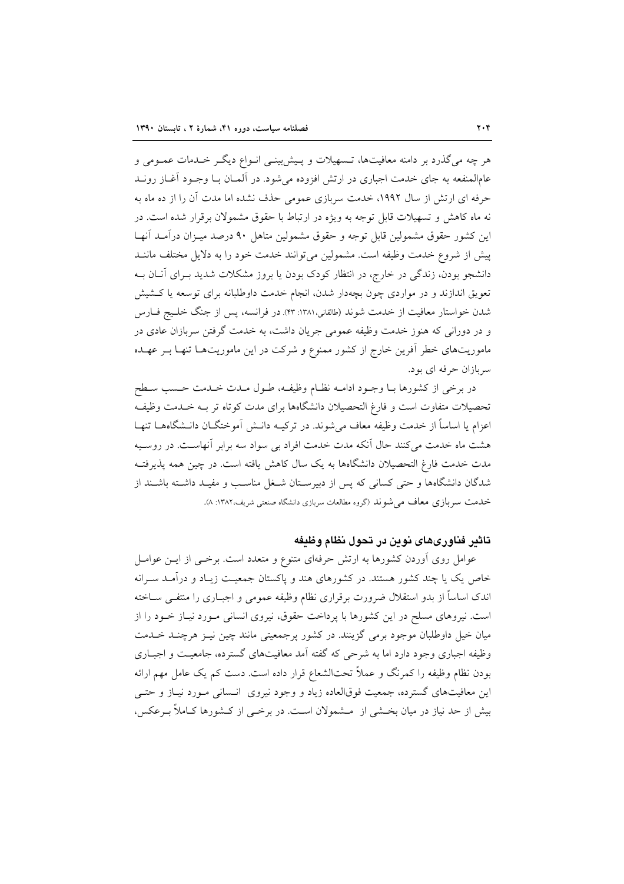هر چه می‌گذرد بر دامنه معافیت‌ها، تسهیلات و پیش‌بینی انواع دیگر خدمات عمومی و عام‌المنفعه به جای خدمت اجباری در ارتش افزوده می‌شود. در آلمان با وجود آغاز روند حرفه ای ارتش از سال ۱۹۹۲، خدمت سربازی عمومی حذف نشده اما مدت آن را از ده ماه به نه ماه کاهش و تسهیلات قابل توجه به ویژه در ارتباط با حقوق مشمولان برقرار شده است. در این کشور حقوق مشمولین قابل توجه و حقوق مشمولین متاهل ۹۰ درصد میزان درآمد آنها پیش از شروع خدمت وظیفه است. مشمولین می‌توانند خدمت خود را به دلایل مختلف مانند دانشجو بودن، زندگی در خارج، در انتظار کودک بودن یا بروز مشکلات شدید برای آنان به تعویق اندازند و در مواردی چون بچه‌دار شدن، انجام خدمت داوطلبانه برای توسعه یا کشیش شدن خواستار معافیت از خدمت شوند (طالقانی،۱۳۸۱: ۴۳). در فرانسه، پس از جنگ خلیج فارس و در دورانی که هنوز خدمت وظیفه عمومی جریان داشت، به خدمت گرفتن سربازان عادی در ماموریت‌های خطر آفرین خارج از کشور ممنوع و شرکت در این ماموریت‌ها تنها بر عهده سربازان حرفه ای بود.

در برخی از کشورها با وجود ادامه نظام وظیفه، طول مدت خدمت حسب سطح تحصیلات متفاوت است و فارغ التحصیلان دانشگاه‌ها برای مدت کوتاه تر به خدمت وظیفه اعزام یا اساساً از خدمت وظیفه معاف می‌شوند. در ترکیه دانش آموختگان دانشگاه‌ها تنها هشت ماه خدمت می‌کنند حال آنکه مدت خدمت افراد بی سواد سه برابر آنهاست. در روسیه مدت خدمت فارغ التحصیلان دانشگاه‌ها به یک سال کاهش یافته است. در چین همه پذیرفته شدگان دانشگاه‌ها و حتی کسانی که پس از دبیرستان شغل مناسب و مفید داشته باشند از خدمت سربازی معاف می‌شوند (گروه مطالعات سربازی دانشگاه صنعتی شریف،۱۳۸۲: ۸).

### تاثیر فناوری‌های نوین در تحول نظام وظیفه

عوامل روی آوردن کشورها به ارتش حرفه‌ای متنوع و متعدد است. برخی از این عوامل خاص یک یا چند کشور هستند. در کشورهای هند و پاکستان جمعیت زیاد و درآمد سرانه اندک اساساً از بدو استقلال ضرورت برقراری نظام وظیفه عمومی و اجباری را منتفی ساخته است. نیروهای مسلح در این کشورها با پرداخت حقوق، نیروی انسانی مورد نیاز خود را از میان خیل داوطلبان موجود برمی گزینند. در کشور پرجمعیتی مانند چین نیز هرچند خدمت وظیفه اجباری وجود دارد اما به شرحی که گفته آمد معافیت‌های گسترده، جامعیت و اجباری بودن نظام وظیفه را کمرنگ و عملاً تحت‌الشعاع قرار داده است. دست کم یک عامل مهم ارائه این معافیت‌های گسترده، جمعیت فوق‌العاده زیاد و وجود نیروی انسانی مورد نیاز و حتی بیش از حد نیاز در میان بخشی از مشمولان است. در برخی از کشورها کاملاً برعکس،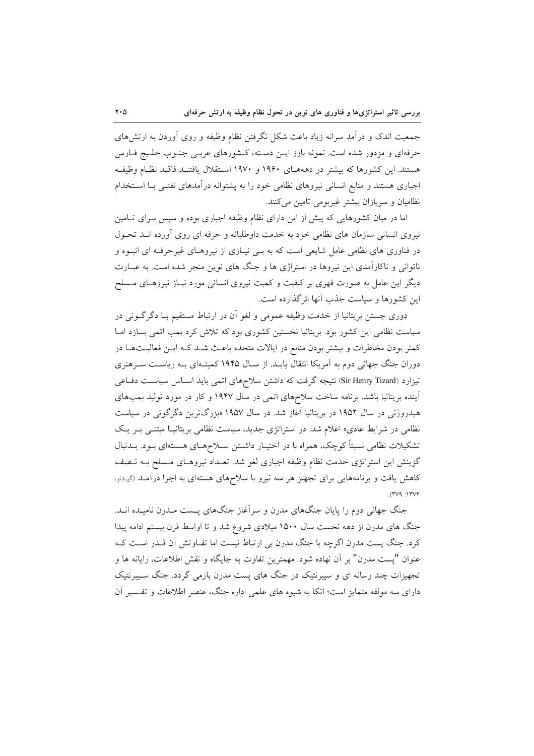جمعیت اندک و درآمد سرانه زیاد باعث شکل نگرفتن نظام وظیفه و روی آوردن به ارتش‌های حرفه‌ای و مزدور شده است. نمونه بارز ایـن دسـته، کـشورهای عربـی جنـوب خلـیج فـارس هستند. این کشورها که بیشتر در دهه‌هـای ۱۹۶۰ و ۱۹۷۰ اسـتقلال یافتنـد فاقـد نظـام وظیفـه اجباری هستند و منابع انسانی نیروهای نظامی خود را به پشتوانه درآمدهای نفتـی بـا اسـتخدام نظامیان و سربازان بیشتر غیربومی تامین می‌کنند.

اما در میان کشورهایی که پیش از این دارای نظام وظیفه اجباری بوده و سپس بـرای تـامین نیروی انسانی سازمان های نظامی خود به خدمت داوطلبانه و حرفه ای روی آورده انـد تحـول در فناوری های نظامی عامل شایعی است که به بـی نیـازی از نیروهـای غیرحرفـه ای انبـوه و ناتوانی و ناکارآمدی این نیروها در استراژی ها و جنگ های نوین منجر شده است. به عبـارت دیگر این عامل به صورت قهری بر کیفیت و کمیت نیروی انسانی مورد نیـاز نیروهـای مـسلح این کشورها و سیاست جذب آنها اثرگذارده است.

دوری جستن بریتانیا از خدمت وظیفه عمومی و لغو آن در ارتباط مستقیم بـا دگرگـونی در سیاست نظامی این کشور بود. بریتانیا نخستین کشوری بود که تلاش کرد بمب اتمی بسازد امـا کمتر بودن مخاطرات و بیشتر بودن منابع در ایالات متحده باعـث شـد کـه ایـن فعالیـت‌هـا در دوران جنگ جهانی دوم به آمریکا انتقال یابـد. از سـال ۱۹۴۵ کمیته‌ای بـه ریاسـت سـرهنری تیزارد (Sir Henry Tizard) نتیجه گرفت که داشتن سلاح‌های اتمی باید اسـاس سیاسـت دفـاعی آینده بریتانیا باشد. برنامه ساخت سلاح‌های اتمی در سال ۱۹۴۷ و کار در مورد تولید بمب‌های هیدروژنی در سال ۱۹۵۲ در بریتانیا آغاز شد. در سال ۱۹۵۷ «بزرگ‌ترین دگرگونی در سیاست نظامی در شرایط عادی» اعلام شد. در استراتژی جدید، سیاست نظامی بریتانیـا مبتنـی بـر یـک تشکیلات نظامی نسبتاً کوچک، همراه با در اختیـار داشـتن سـلاح‌هـای هـسته‌ای بـود. بـدنبال گزینش این استراتژی خدمت نظام وظیفه اجباری لغو شد. تعـداد نیروهـای مـسلح بـه نـصف کاهش یافت و برنامه‌هایی برای تجهیز هر سه نیرو با سلاح‌های هسته‌ای به اجرا درآمـد (گیدنز، ۱۳۷۴: ۳۷۹).

جنگ جهانی دوم را پایان جنگ‌های مدرن و سرآغاز جنگ‌های پـست مـدرن نامیـده انـد. جنگ های مدرن از دهه نخست سال ۱۵۰۰ میلادی شروع شد و تا اواسط قرن بیستم ادامه پیدا کرد. جنگ پست مدرن اگرچه با جنگ مدرن بی ارتباط نیست اما تفـاوتش آن قـدر اسـت کـه عنوان "پست مدرن" بر آن نهاده شود. مهمترین تفاوت به جایگاه و نقش اطلاعات، رایانه ها و تجهیزات چند رسانه ای و سیبرنتیک در جنگ های پست مدرن بازمی گردد. جنگ سـیبرنتیک دارای سه مولفه متمایز است؛ اتکا به شیوه های علمی اداره جنگ، عنصر اطلاعات و تفـسیر آن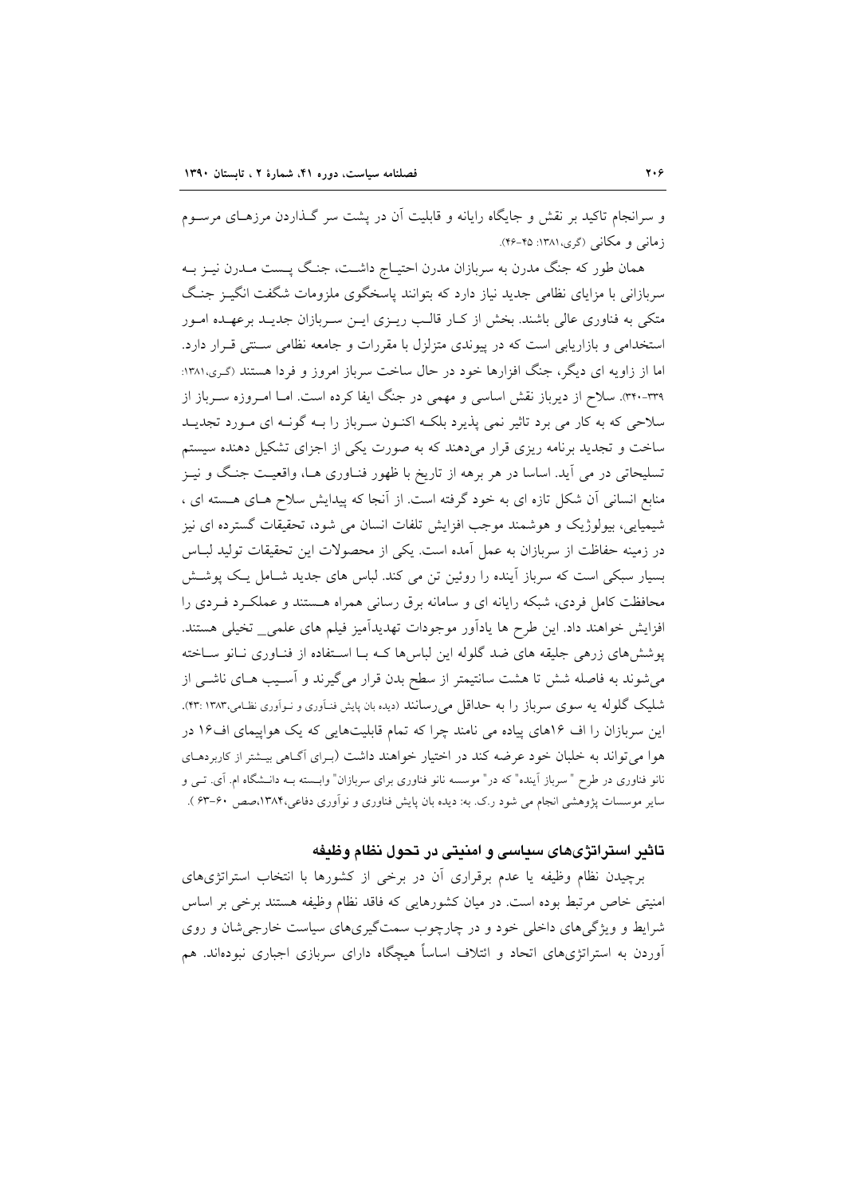و سرانجام تاکید بر نقش و جایگاه رایانه و قابلیت آن در پشت سر گـذاردن مرزهـای مرسـوم زمانی و مکانی (گری،۱۳۸۱: ۴۵-۴۶).

همان طور که جنگ مدرن به سربازان مدرن احتیـاج داشـت، جنـگ پـست مـدرن نیـز بـه سربازانی با مزایای نظامی جدید نیاز دارد که بتوانند پاسخگوی ملزومات شگفت انگیـز جنـگ متکی به فناوری عالی باشند. بخش از کـار قالـب ریـزی ایـن سـربازان جدیـد برعهـده امـور استخدامی و بازاریابی است که در پیوندی متزلزل با مقررات و جامعه نظامی سـنتی قـرار دارد. اما از زاویه ای دیگر، جنگ افزارها خود در حال ساخت سرباز امروز و فردا هستند (گـری،۱۳۸۱: ۳۳۹-۳۴۰). سلاح از دیرباز نقش اساسی و مهمی در جنگ ایفا کرده است. امـا امـروزه سـرباز از سلاحی که به کار می برد تاثیر نمی پذیرد بلکـه اکنـون سـرباز را بـه گونـه ای مـورد تجدیـد ساخت و تجدید برنامه ریزی قرار می‌دهند که به صورت یکی از اجزای تشکیل دهنده سیستم تسلیحاتی در می آید. اساسا در هر برهه از تاریخ با ظهور فنـاوری هـا، واقعیـت جنـگ و نیـز منابع انسانی آن شکل تازه ای به خود گرفته است. از آنجا که پیدایش سلاح هـای هـسته ای ، شیمیایی، بیولوژیک و هوشمند موجب افزایش تلفات انسان می شود، تحقیقات گسترده ای نیز در زمینه حفاظت از سربازان به عمل آمده است. یکی از محصولات این تحقیقات تولید لبـاس بسیار سبکی است که سرباز آینده را روئین تن می کند. لباس های جدید شـامل یـک پوشـش محافظت کامل فردی، شبکه رایانه ای و سامانه برق رسانی همراه هـستند و عملکـرد فـردی را افزایش خواهند داد. این طرح ها یادآور موجودات تهدیدآمیز فیلم های علمی_ تخیلی هستند. پوشش‌های زرهی جلیقه های ضد گلوله این لباس‌ها کـه بـا اسـتفاده از فنـاوری نـانو سـاخته می‌شوند به فاصله شش تا هشت سانتیمتر از سطح بدن قرار می‌گیرند و آسـیب هـای ناشـی از شلیک گلوله یه سوی سرباز را به حداقل می‌رسانند (دیده بان پایش فنـآوری و نـوآوری نظـامی،۱۳۸۳ :۴۳). این سربازان را اف ۱۶های پیاده می نامند چرا که تمام قابلیت‌هایی که یک هواپیمای اف۱۶ در هوا می‌تواند به خلبان خود عرضه کند در اختیار خواهند داشت (بـرای آگـاهی بیـشتر از کاربردهـای نانو فناوری در طرح " سرباز آینده" که در" موسسه نانو فناوری برای سربازان" وابـسته بـه دانـشگاه ام. آی. تـی و سایر موسسات پژوهشی انجام می شود ر.ک. به: دیده بان پایش فناوری و نوآوری دفاعی،۱۳۸۴،صص ۶۰-۶۳ ).

## تاثیر استراتژی‌های سیاسی و امنیتی در تحول نظام وظیفه

برچیدن نظام وظیفه یا عدم برقراری آن در برخی از کشورها با انتخاب استراتژی‌های امنیتی خاص مرتبط بوده است. در میان کشورهایی که فاقد نظام وظیفه هستند برخی بر اساس شرایط و ویژگی‌های داخلی خود و در چارچوب سمت‌گیری‌های سیاست خارجی‌شان و روی آوردن به استراتژی‌های اتحاد و ائتلاف اساساً هیچگاه دارای سربازی اجباری نبوده‌اند. هم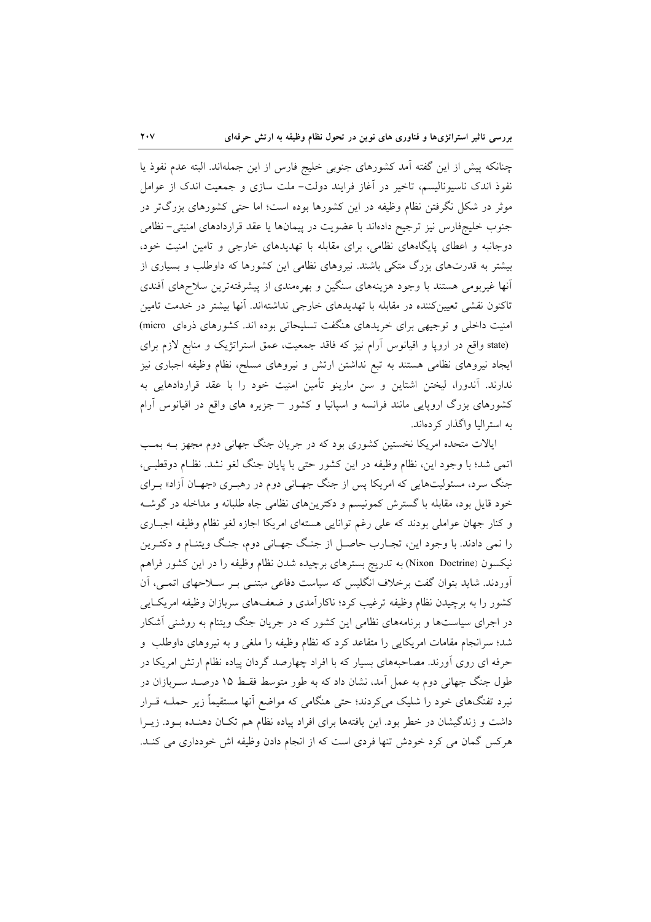چنانکه پیش از این گفته آمد کشورهای جنوبی خلیج فارس از این جمله‌اند. البته عدم نفوذ یا نفوذ اندک ناسیونالیسم، تاخیر در آغاز فرایند دولت- ملت سازی و جمعیت اندک از عوامل موثر در شکل نگرفتن نظام وظیفه در این کشورها بوده است؛ اما حتی کشورهای بزرگ‌تر در جنوب خلیج‌فارس نیز ترجیح داده‌اند با عضویت در پیمان‌ها یا عقد قراردادهای امنیتی- نظامی دوجانبه و اعطای پایگاه‌های نظامی، برای مقابله با تهدیدهای خارجی و تامین امنیت خود، بیشتر به قدرت‌های بزرگ متکی باشند. نیروهای نظامی این کشورها که داوطلب و بسیاری از آنها غیربومی هستند با وجود هزینه‌های سنگین و بهره‌مندی از پیشرفته‌ترین سلاح‌های آفندی تاکنون نقشی تعیین‌کننده در مقابله با تهدیدهای خارجی نداشته‌اند. آنها بیشتر در خدمت تامین امنیت داخلی و توجیهی برای خریدهای هنگفت تسلیحاتی بوده اند. کشورهای ذره‌ای (micro state) واقع در اروپا و اقیانوس آرام نیز که فاقد جمعیت، عمق استراتژیک و منابع لازم برای ایجاد نیروهای نظامی هستند به تبع نداشتن ارتش و نیروهای مسلح، نظام وظیفه اجباری نیز ندارند. آندورا، لیختن اشتاین و سن مارینو تأمین امنیت خود را با عقد قراردادهایی به کشورهای بزرگ اروپایی مانند فرانسه و اسپانیا و کشور – جزیره های واقع در اقیانوس آرام به استرالیا واگذار کرده‌اند.

ایالات متحده امریکا نخستین کشوری بود که در جریان جنگ جهانی دوم مجهز بـه بمـب اتمی شد؛ با وجود این، نظام وظیفه در این کشور حتی با پایان جنگ لغو نشد. نظـام دوقطبـی، جنگ سرد، مسئولیت‌هایی که امریکا پس از جنگ جهـانی دوم در رهبـری «جهـان آزاد» بـرای خود قایل بود، مقابله با گسترش کمونیسم و دکترین‌های نظامی جاه طلبانه و مداخله در گوشـه و کنار جهان عواملی بودند که علی رغم توانایی هسته‌ای امریکا اجازه لغو نظام وظیفه اجبـاری را نمی دادند. با وجود این، تجـارب حاصـل از جنـگ جهـانی دوم، جنـگ ویتنـام و دکتـرین نیکسون (Nixon Doctrine) به تدریج بسترهای برچیده شدن نظام وظیفه را در این کشور فراهم آوردند. شاید بتوان گفت برخلاف انگلیس که سیاست دفاعی مبتنـی بـر سـلاحهای اتمـی، آن کشور را به برچیدن نظام وظیفه ترغیب کرد؛ ناکارآمدی و ضعف‌های سربازان وظیفه امریکـایی در اجرای سیاست‌ها و برنامه‌های نظامی این کشور که در جریان جنگ ویتنام به روشنی آشکار شد؛ سرانجام مقامات امریکایی را متقاعد کرد که نظام وظیفه را ملغی و به نیروهای داوطلب و حرفه ای روی آورند. مصاحبه‌های بسیار که با افراد چهارصد گردان پیاده نظام ارتش امریکا در طول جنگ جهانی دوم به عمل آمد، نشان داد که به طور متوسط فقـط ۱۵ درصـد سـربازان در نبرد تفنگ‌های خود را شلیک می‌کردند؛ حتی هنگامی که مواضع آنها مستقیماً زیر حملـه قـرار داشت و زندگیشان در خطر بود. این یافته‌ها برای افراد پیاده نظام هم تکـان دهنـده بـود. زیـرا هرکس گمان می کرد خودش تنها فردی است که از انجام دادن وظیفه اش خودداری می کنـد.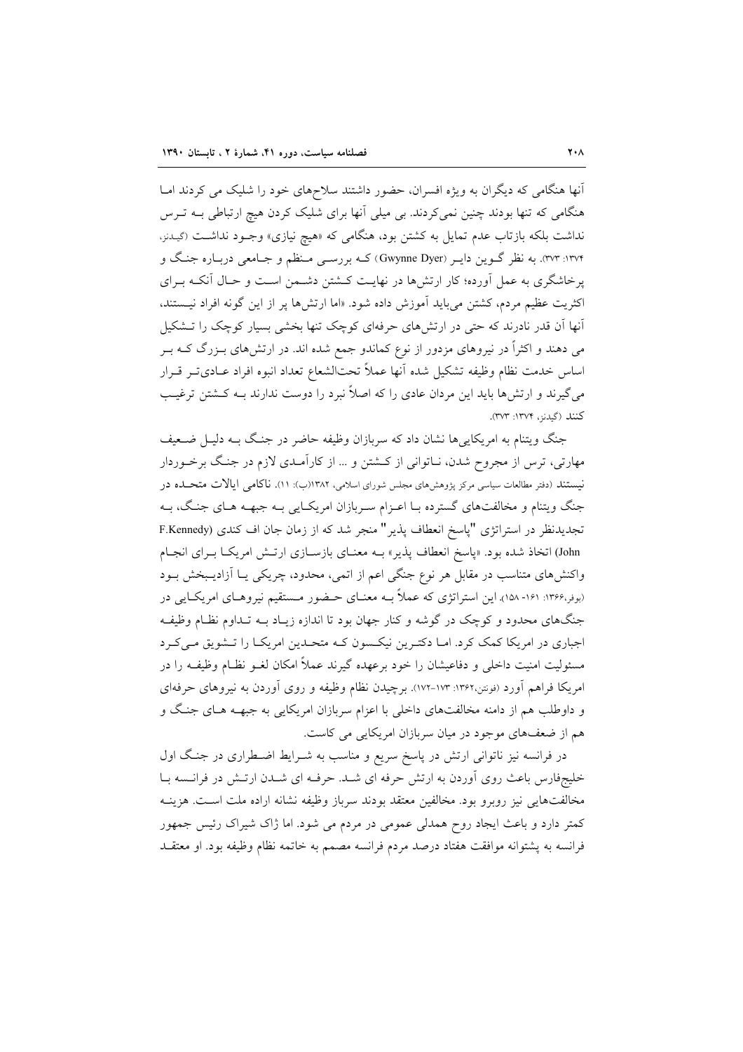آنها هنگامی که دیگران به ویژه افسران، حضور داشتند سلاح‌های خود را شلیک می کردند اما هنگامی که تنها بودند چنین نمی‌کردند. بی میلی آنها برای شلیک کردن هیچ ارتباطی بـه تـرس نداشت بلکه بازتاب عدم تمایل به کشتن بود، هنگامی که «هیچ نیازی» وجـود نداشـت (گیدنز، ۱۳۷۴: ۳۷۳). به نظر گـوین دایـر (Gwynne Dyer) کـه بررسـی مـنظم و جـامعی دربـاره جنـگ و پرخاشگری به عمل آورده؛ کار ارتش‌ها در نهایـت کـشتن دشـمن اسـت و حـال آنکـه بـرای اکثریت عظیم مردم، کشتن می‌باید آموزش داده شود. «اما ارتش‌ها پر از این گونه افراد نیـستند، آنها آن قدر نادرند که حتی در ارتش‌های حرفه‌ای کوچک تنها بخشی بسیار کوچک را تـشکیل می دهند و اکثراً در نیروهای مزدور از نوع کماندو جمع شده اند. در ارتش‌های بـزرگ کـه بـر اساس خدمت نظام وظیفه تشکیل شده آنها عملاً تحت‌الشعاع تعداد انبوه افراد عـادی‌تـر قـرار می‌گیرند و ارتش‌ها باید این مردان عادی را که اصلاً نبرد را دوست ندارند بـه کـشتن ترغیـب کنند (گیدنز، ۱۳۷۴: ۳۷۳).

جنگ ویتنام به امریکایی‌ها نشان داد که سربازان وظیفه حاضر در جنگ بـه دلیـل ضـعیف مهارتی، ترس از مجروح شدن، نـاتوانی از کـشتن و ... از کارآمـدی لازم در جنـگ برخـوردار نیستند (دفتر مطالعات سیاسی مرکز پژوهش‌های مجلس شورای اسلامی، ۱۳۸۲(ب): ۱۱). ناکامی ایالات متحـده در جنگ ویتنام و مخالفت‌های گسترده بـا اعـزام سـربازان امریکـایی بـه جبهـه هـای جنـگ، بـه تجدیدنظر در استراتژی "پاسخ انعطاف پذیر" منجر شد که از زمان جان اف کندی (John F.Kennedy) اتخاذ شده بود. «پاسخ انعطاف پذیر» بـه معنـای بازسـازی ارتـش امریکـا بـرای انجـام واکنش‌های متناسب در مقابل هر نوع جنگی اعم از اتمی، محدود، چریکی یـا آزادیـبخش بـود (بوفر،۱۳۶۶: ۱۶۱- ۱۵۸). این استراتژی که عملاً بـه معنـای حـضور مـستقیم نیروهـای امریکـایی در جنگ‌های محدود و کوچک در گوشه و کنار جهان بود تا اندازه زیـاد بـه تـداوم نظـام وظیفـه اجباری در امریکا کمک کرد. امـا دکتـرین نیکـسون کـه متحـدین امریکـا را تـشویق مـی‌کـرد مسئولیت امنیت داخلی و دفاعیشان را خود برعهده گیرند عملاً امکان لغـو نظـام وظیفـه را در امریکا فراهم آورد (فونتن،۱۳۶۲: ۱۷۳-۱۷۲). برچیدن نظام وظیفه و روی آوردن به نیروهای حرفه‌ای و داوطلب هم از دامنه مخالفت‌های داخلی با اعزام سربازان امریکایی به جبهـه هـای جنـگ و هم از ضعف‌های موجود در میان سربازان امریکایی می کاست.

در فرانسه نیز ناتوانی ارتش در پاسخ سریع و مناسب به شـرایط اضـطراری در جنـگ اول خلیج‌فارس باعث روی آوردن به ارتش حرفه ای شـد. حرفـه ای شـدن ارتـش در فرانـسه بـا مخالفت‌هایی نیز روبرو بود. مخالفین معتقد بودند سرباز وظیفه نشانه اراده ملت اسـت. هزینـه کمتر دارد و باعث ایجاد روح همدلی عمومی در مردم می شود. اما ژاک شیراک رئیس جمهور فرانسه به پشتوانه موافقت هفتاد درصد مردم فرانسه مصمم به خاتمه نظام وظیفه بود. او معتقـد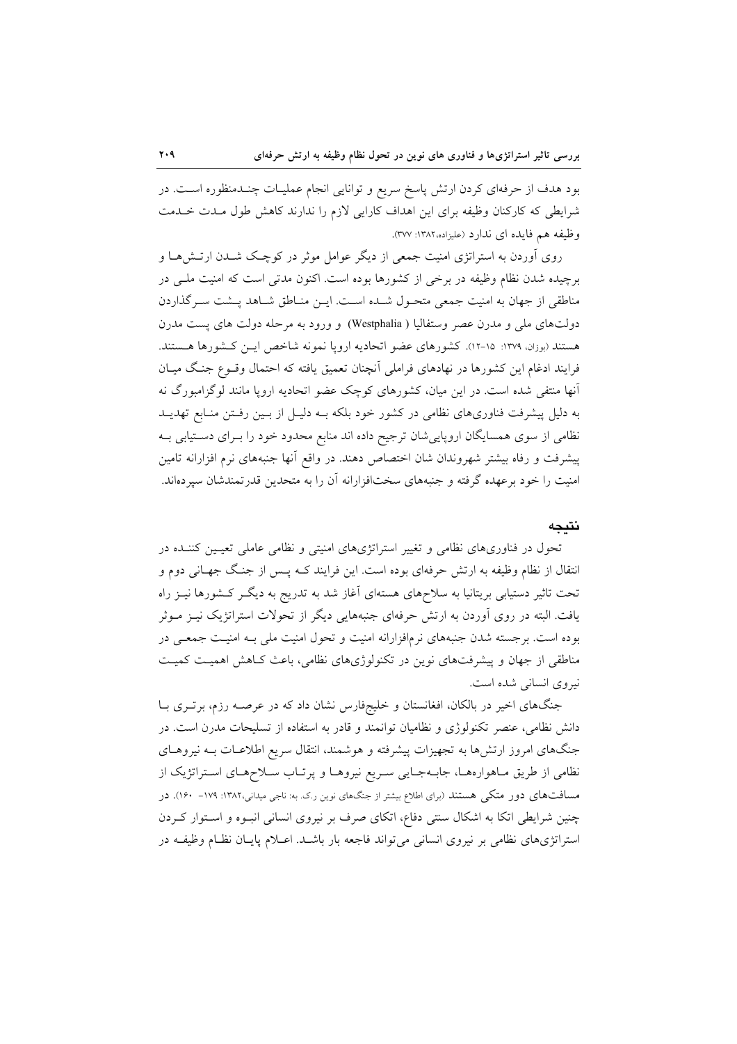بود هدف از حرفه‌ای کردن ارتش پاسخ سریع و توانایی انجام عملیات چندمنظوره است. در شرایطی که کارکنان وظیفه برای این اهداف کارایی لازم را ندارند کاهش طول مدت خدمت وظیفه هم فایده ای ندارد (علیزاده،۱۳۸۲: ۳۷۷).

روی آوردن به استراتژی امنیت جمعی از دیگر عوامل موثر در کوچک شدن ارتش‌ها و برچیده شدن نظام وظیفه در برخی از کشورها بوده است. اکنون مدتی است که امنیت ملی در مناطقی از جهان به امنیت جمعی متحول شده است. این مناطق شاهد پشت سرگذاردن دولت‌های ملی و مدرن عصر وستفالیا ( Westphalia) و ورود به مرحله دولت های پست مدرن هستند (بوزان، ۱۳۷۹: ۱۵-۱۲). کشورهای عضو اتحادیه اروپا نمونه شاخص این کشورها هستند. فرایند ادغام این کشورها در نهادهای فراملی آنچنان تعمیق یافته که احتمال وقوع جنگ میان آنها منتفی شده است. در این میان، کشورهای کوچک عضو اتحادیه اروپا مانند لوگزامبورگ نه به دلیل پیشرفت فناوری‌های نظامی در کشور خود بلکه به دلیل از بین رفتن منابع تهدید نظامی از سوی همسایگان اروپایی‌شان ترجیح داده اند منابع محدود خود را برای دستیابی به پیشرفت و رفاه بیشتر شهروندان شان اختصاص دهند. در واقع آنها جنبه‌های نرم افزارانه تامین امنیت را خود برعهده گرفته و جنبه‌های سخت‌افزارانه آن را به متحدین قدرتمندشان سپرده‌اند.

## نتیجه

تحول در فناوری‌های نظامی و تغییر استراتژی‌های امنیتی و نظامی عاملی تعیین کننده در انتقال از نظام وظیفه به ارتش حرفه‌ای بوده است. این فرایند که پس از جنگ جهانی دوم و تحت تاثیر دستیابی بریتانیا به سلاح‌های هسته‌ای آغاز شد به تدریج به دیگر کشورها نیز راه یافت. البته در روی آوردن به ارتش حرفه‌ای جنبه‌هایی دیگر از تحولات استراتژیک نیز موثر بوده است. برجسته شدن جنبه‌های نرم‌افزارانه امنیت و تحول امنیت ملی به امنیت جمعی در مناطقی از جهان و پیشرفت‌های نوین در تکنولوژی‌های نظامی، باعث کاهش اهمیت کمیت نیروی انسانی شده است.

جنگ‌های اخیر در بالکان، افغانستان و خلیج‌فارس نشان داد که در عرصه رزم، برتری با دانش نظامی، عنصر تکنولوژی و نظامیان توانمند و قادر به استفاده از تسلیحات مدرن است. در جنگ‌های امروز ارتش‌ها به تجهیزات پیشرفته و هوشمند، انتقال سریع اطلاعات به نیروهای نظامی از طریق ماهواره‌ها، جابه‌جایی سریع نیروها و پرتاب سلاح‌های استراتژیک از مسافت‌های دور متکی هستند (برای اطلاع بیشتر از جنگ‌های نوین ر.ک. به: ناجی میدانی،۱۳۸۲: ۱۷۹- ۱۶۰). در چنین شرایطی اتکا به اشکال سنتی دفاع، اتکای صرف بر نیروی انسانی انبوه و استوار کردن استراتژی‌های نظامی بر نیروی انسانی می‌تواند فاجعه بار باشد. اعلام پایان نظام وظیفه در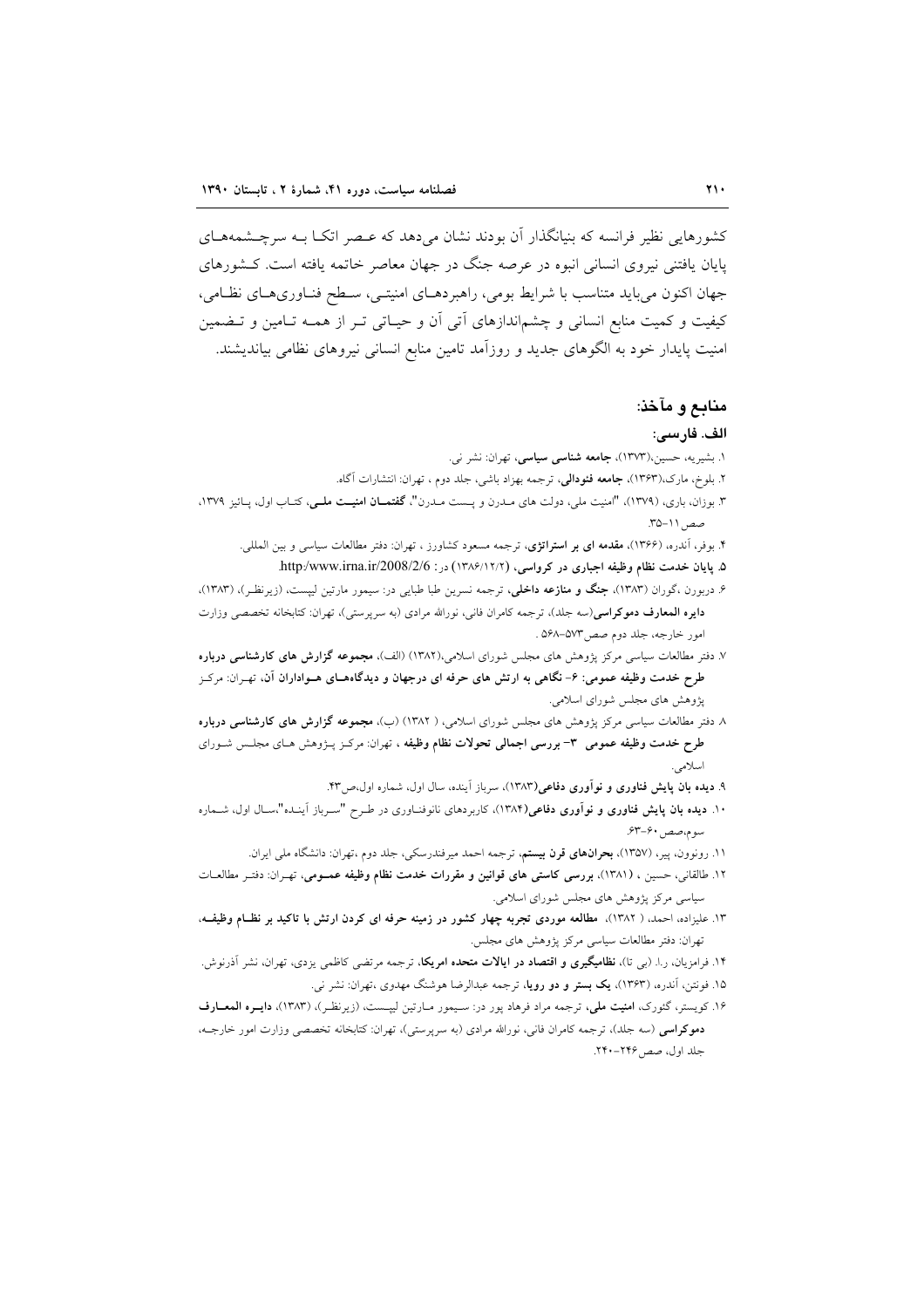کشورهایی نظیر فرانسه که بنیانگذار آن بودند نشان می‌دهد که عصر اتکا بـه سرچـشمه‌هـای پایان یافتنی نیروی انسانی انبوه در عرصه جنگ در جهان معاصر خاتمه یافته است. کـشورهای جهان اکنون می‌باید متناسب با شرایط بومی، راهبردهـای امنیتـی، سـطح فنـاوری‌هـای نظـامی، کیفیت و کمیت منابع انسانی و چشم‌اندازهای آتی آن و حیـاتی تـر از همـه تـامین و تـضمین امنیت پایدار خود به الگوهای جدید و روزآمد تامین منابع انسانی نیروهای نظامی بیاندیشند.

## منابع و مآخذ:

### الف. فارسی:

۱. بشیریه، حسین،(۱۳۷۳)، **جامعه شناسی سیاسی**، تهران: نشر نی.

۲. بلوخ، مارک،(۱۳۶۳)، **جامعه فئودالی**، ترجمه بهزاد باشی، جلد دوم ، تهران: انتشارات آگاه.

۳. بوزان، باری، (۱۳۷۹)، "امنیت ملی، دولت های مـدرن و پـست مـدرن"، **گفتمـان امنیـت ملـی**، کتـاب اول، پـائیز ۱۳۷۹، صص ۱۱-۳۵.

۴. بوفر، آندره، (۱۳۶۶)، **مقدمه ای بر استراتژی**، ترجمه مسعود کشاورز ، تهران: دفتر مطالعات سیاسی و بین المللی.

۵. **پایان خدمت نظام وظیفه اجباری در کرواسی**، (۱۳۸۶/۱۲/۲) در: http:/www.irna.ir/2008/2/6.

۶. دربورن ،گوران (۱۳۸۳)، **جنگ و منازعه داخلی**، ترجمه نسرین طبا طبایی در: سیمور مارتین لیپست، (زیرنظـر)، (۱۳۸۳)، **دایره المعارف دموکراسی**(سه جلد)، ترجمه کامران فانی، نورالله مرادی (به سرپرستی)، تهران: کتابخانه تخصصی وزارت امور خارجه، جلد دوم صص۵۷۳-۵۶۸ .

۷. دفتر مطالعات سیاسی مرکز پژوهش های مجلس شورای اسلامی،(۱۳۸۲) (الف)، **مجموعه گزارش های کارشناسی درباره طرح خدمت وظیفه عمومی: ۶- نگاهی به ارتش های حرفه ای درجهان و دیدگاه‌هـای هـواداران آن**، تهـران: مرکـز پژوهش های مجلس شورای اسلامی.

۸. دفتر مطالعات سیاسی مرکز پژوهش های مجلس شورای اسلامی، ( ۱۳۸۲) (ب)، **مجموعه گزارش های کارشناسی درباره طرح خدمت وظیفه عمومی ۳- بررسی اجمالی تحولات نظام وظیفه** ، تهران: مرکـز پـژوهش هـای مجلـس شـورای اسلامی.

۹. **دیده بان پایش فناوری و نوآوری دفاعی**(۱۳۸۳)، سرباز آینده، سال اول، شماره اول،ص۴۳.

۱۰. **دیده بان پایش فناوری و نوآوری دفاعی**(۱۳۸۴)، کاربردهای نانوفنـاوری در طـرح "سـرباز آینـده"،سـال اول، شـماره سوم،صص ۶۰-۶۳.

۱۱. رونوون، پیر، (۱۳۵۷)، **بحران‌های قرن بیستم**، ترجمه احمد میرفندرسکی، جلد دوم ،تهران: دانشگاه ملی ایران.

۱۲. طالقانی، حسین ، (۱۳۸۱)، **بررسی کاستی های قوانین و مقررات خدمت نظام وظیفه عمـومی**، تهـران: دفتـر مطالعـات سیاسی مرکز پژوهش های مجلس شورای اسلامی.

۱۳. علیزاده، احمد، ( ۱۳۸۲)، **مطالعه موردی تجربه چهار کشور در زمینه حرفه ای کردن ارتش با تاکید بر نظـام وظیفـه**، تهران: دفتر مطالعات سیاسی مرکز پژوهش های مجلس.

۱۴. فرامزیان، ر.ا. (بی تا)، **نظامیگیری و اقتصاد در ایالات متحده امریکا**، ترجمه مرتضی کاظمی یزدی، تهران، نشر آذرنوش.

۱۵. فونتن، آندره، (۱۳۶۳)، **یک بستر و دو رویا**، ترجمه عبدالرضا هوشنگ مهدوی ،تهران: نشر نی.

۱۶. کویستر، گئورک، **امنیت ملی**، ترجمه مراد فرهاد پور در: سـیمور مـارتین لیپـست، (زیرنظـر)، (۱۳۸۳)، **دایـره المعـارف دموکراسی** (سه جلد)، ترجمه کامران فانی، نورالله مرادی (به سرپرستی)، تهران: کتابخانه تخصصی وزارت امور خارجـه، جلد اول، صص ۲۴۶-۲۴۰.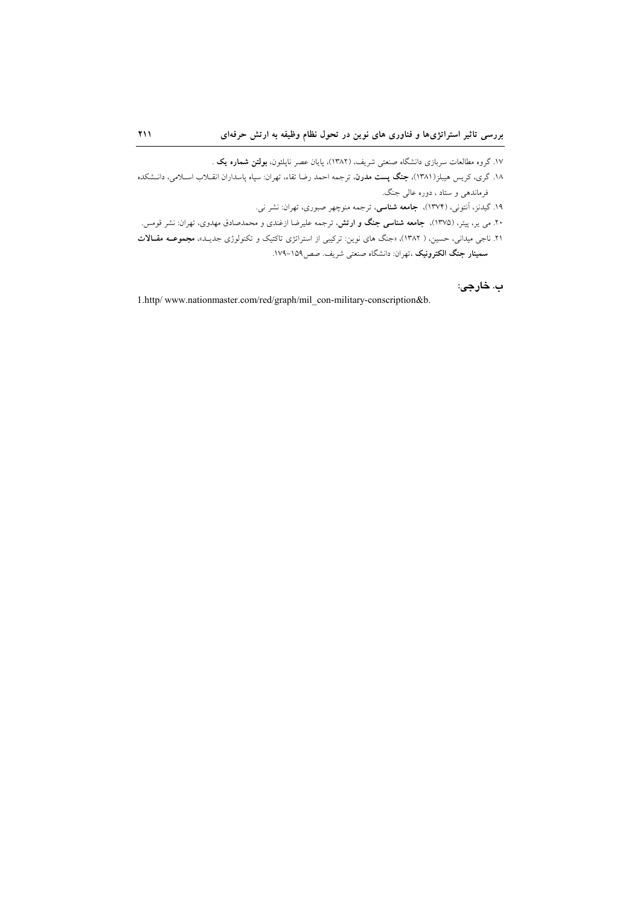۱۷. گروه مطالعات سربازی دانشگاه صنعتی شریف، (۱۳۸۲)، پایان عصر ناپلئون، **بولتن شماره یک** .

۱۸. گری، کریس هیبلز(۱۳۸۱)، **جنگ پست مدرن**، ترجمه احمد رضا تقاء، تهران: سپاه پاسداران انقلاب اسلامی، دانشکده فرماندهی و ستاد ، دوره عالی جنگ.

۱۹. گیدنز، آنتونی، (۱۳۷۴)، **جامعه شناسی**، ترجمه منوچهر صبوری، تهران: نشر نی.

۲۰. می یر، پیتر، (۱۳۷۵)، **جامعه شناسی جنگ و ارتش**، ترجمه علیرضا ازغندی و محمدصادق مهدوی، تهران: نشر قومس.

۲۱. ناجی میدانی، حسین، ( ۱۳۸۲)، «جنگ های نوین: ترکیبی از استراتژی تاکتیک و تکنولوژی جدید»، **مجموعه مقالات سمینار جنگ الکترونیک** ،تهران: دانشگاه صنعتی شریف. صص۱۵۹-۱۷۹.

## ب. خارجی:

1.http/ www.nationmaster.com/red/graph/mil_con-military-conscription&b.